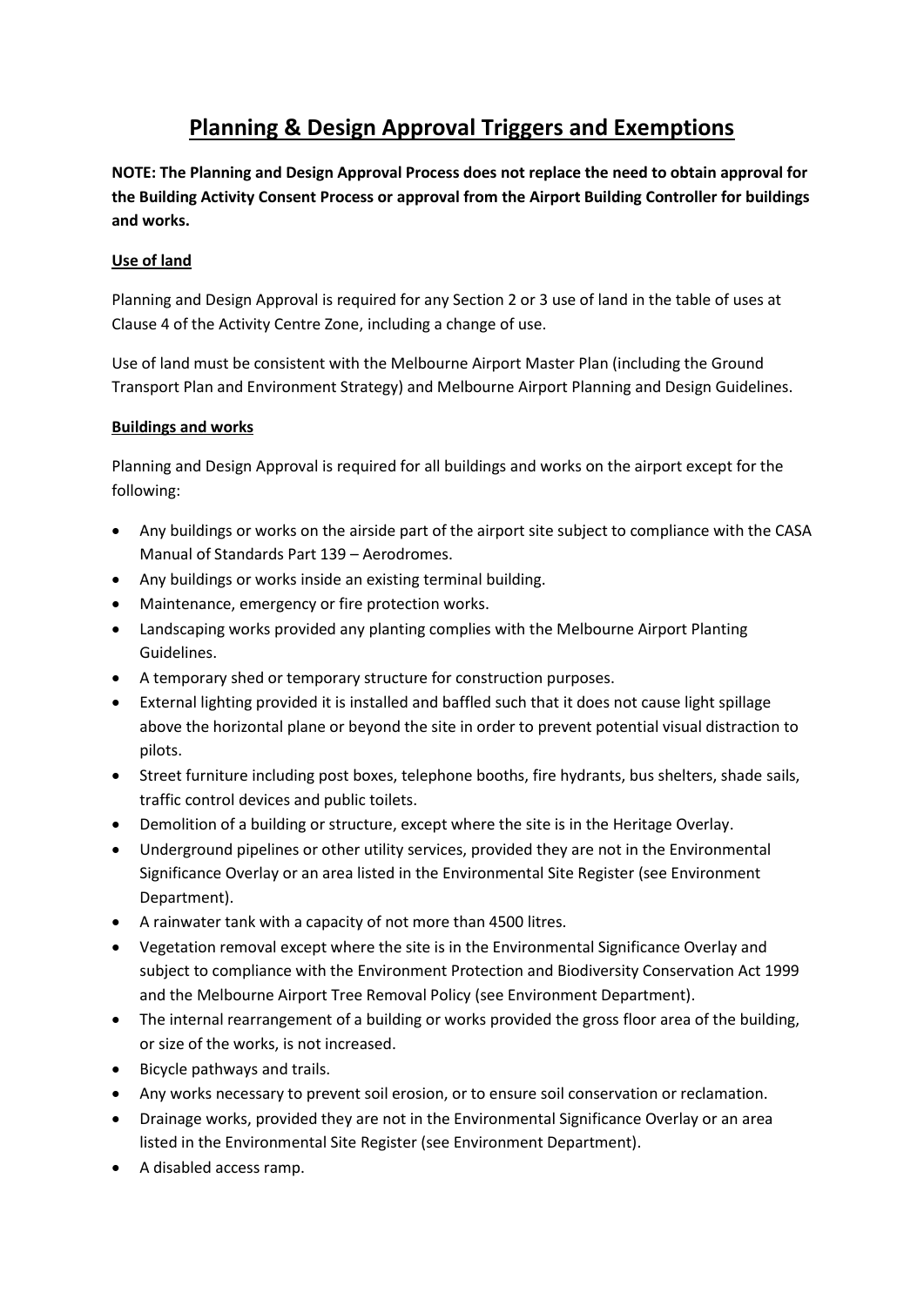# Planning & Design Approval Triggers and Exemptions

**NOTE: The Planning and Design Approval Process does not replace the need to obtain approval for the Building Activity Consent Process or approval from the Airport Building Controller for buildings and works.**

## Use of land

Planning and Design Approval is required for any Section 2 or 3 use of land in the table of uses at Clause 4 of the Activity Centre Zone, including a change of use.

Use of land must be consistent with the Melbourne Airport Master Plan (including the Ground Transport Plan and Environment Strategy) and Melbourne Airport Planning and Design Guidelines.

## Buildings and works

Planning and Design Approval is required for all buildings and works on the airport except for the following:

- Any buildings or works on the airside part of the airport site subject to compliance with the CASA Manual of Standards Part 139 – Aerodromes.
- Any buildings or works inside an existing terminal building.
- Maintenance, emergency or fire protection works.
- Landscaping works provided any planting complies with the Melbourne Airport Planting Guidelines.
- A temporary shed or temporary structure for construction purposes.
- External lighting provided it is installed and baffled such that it does not cause light spillage above the horizontal plane or beyond the site in order to prevent potential visual distraction to pilots.
- Street furniture including post boxes, telephone booths, fire hydrants, bus shelters, shade sails, traffic control devices and public toilets.
- Demolition of a building or structure, except where the site is in the Heritage Overlay.
- Underground pipelines or other utility services, provided they are not in the Environmental Significance Overlay or an area listed in the Environmental Site Register (see Environment Department).
- A rainwater tank with a capacity of not more than 4500 litres.
- Vegetation removal except where the site is in the Environmental Significance Overlay and subject to compliance with the Environment Protection and Biodiversity Conservation Act 1999 and the Melbourne Airport Tree Removal Policy (see Environment Department).
- The internal rearrangement of a building or works provided the gross floor area of the building, or size of the works, is not increased.
- Bicycle pathways and trails.
- Any works necessary to prevent soil erosion, or to ensure soil conservation or reclamation.
- Drainage works, provided they are not in the Environmental Significance Overlay or an area listed in the Environmental Site Register (see Environment Department).
- A disabled access ramp.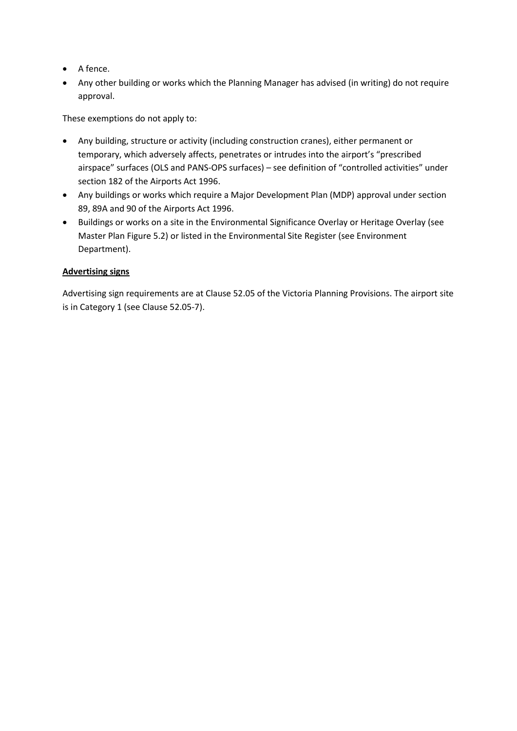- A fence.
- Any other building or works which the Planning Manager has advised (in writing) do not require approval.

These exemptions do not apply to:

- Any building, structure or activity (including construction cranes), either permanent or temporary, which adversely affects, penetrates or intrudes into the airport's "prescribed airspace" surfaces (OLS and PANS-OPS surfaces) – see definition of "controlled activities" under section 182 of the Airports Act 1996.
- Any buildings or works which require a Major Development Plan (MDP) approval under section 89, 89A and 90 of the Airports Act 1996.
- Buildings or works on a site in the Environmental Significance Overlay or Heritage Overlay (see Master Plan Figure 5.2) or listed in the Environmental Site Register (see Environment Department).

**Advertising signs**

Advertising sign requirements are at Clause 52.05 of the Victoria Planning Provisions. The airport site is in Category 1 (see Clause 52.05-7).